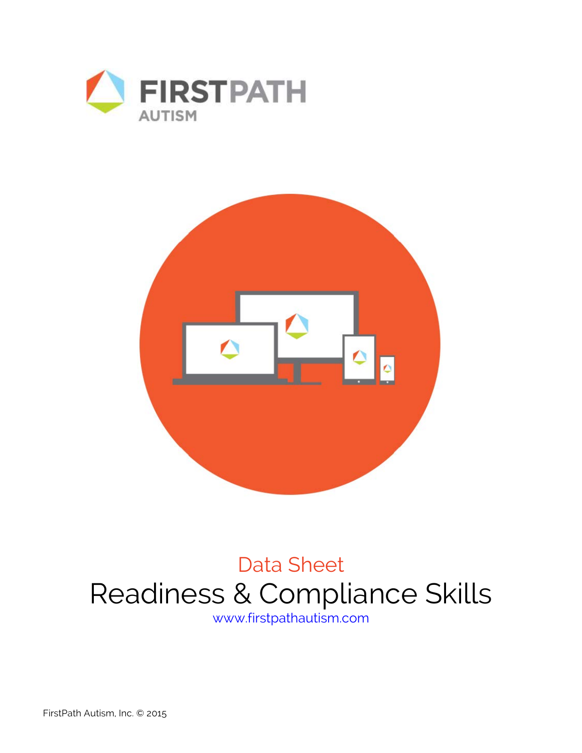FIRSTPATH
AUTISM

Data Sheet

# Readiness & Compliance Skills

www.firstpathautism.com

FirstPath Autism, Inc. © 2015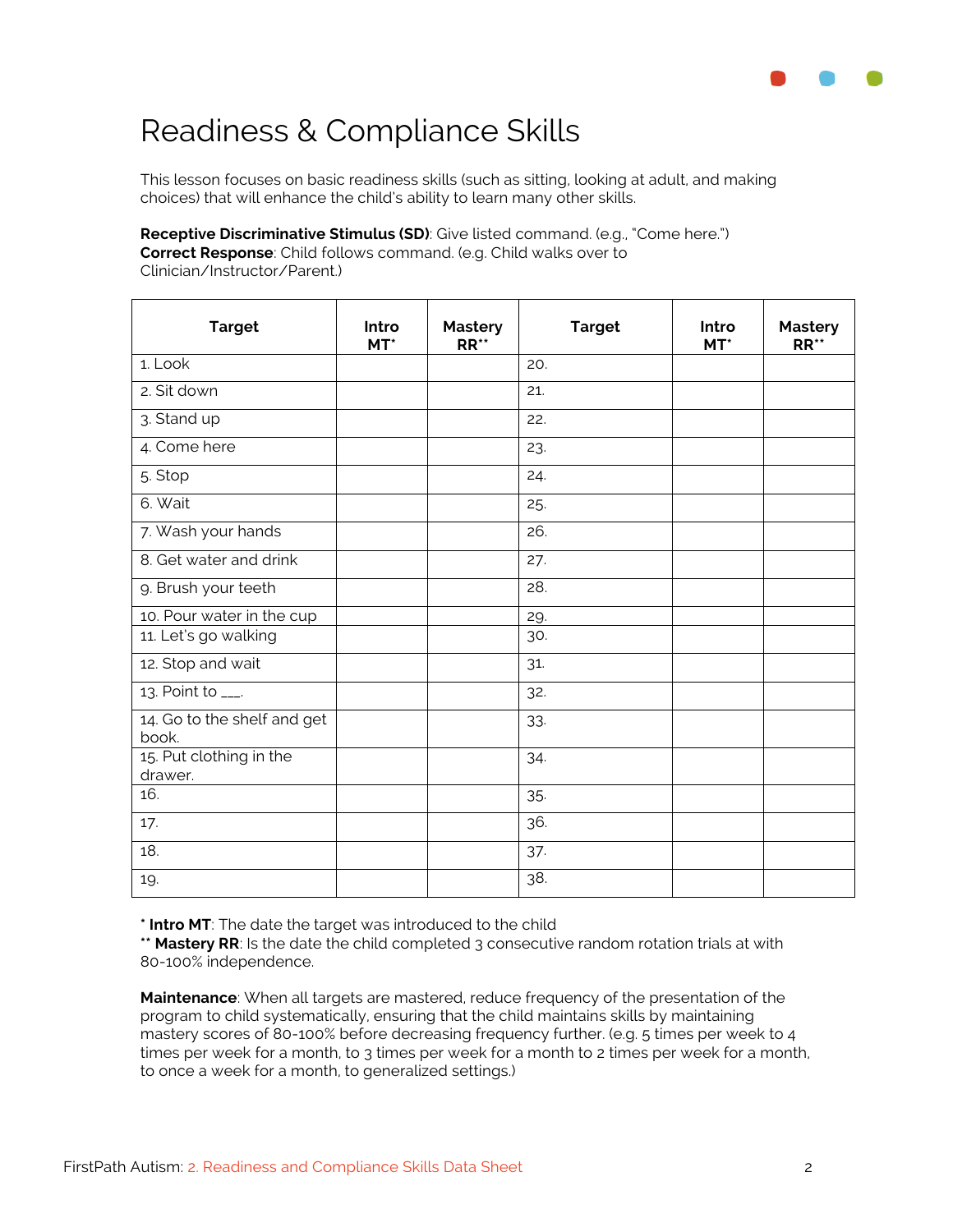# Readiness & Compliance Skills

This lesson focuses on basic readiness skills (such as sitting, looking at adult, and making choices) that will enhance the child's ability to learn many other skills.

**Receptive Discriminative Stimulus (SD)**: Give listed command. (e.g., "Come here.")
**Correct Response**: Child follows command. (e.g. Child walks over to Clinician/Instructor/Parent.)

| Target | Intro MT* | Mastery RR** | Target | Intro MT* | Mastery RR** |
|---|---|---|---|---|---|
| 1. Look | | | 20. | | |
| 2. Sit down | | | 21. | | |
| 3. Stand up | | | 22. | | |
| 4. Come here | | | 23. | | |
| 5. Stop | | | 24. | | |
| 6. Wait | | | 25. | | |
| 7. Wash your hands | | | 26. | | |
| 8. Get water and drink | | | 27. | | |
| 9. Brush your teeth | | | 28. | | |
| 10. Pour water in the cup | | | 29. | | |
| 11. Let's go walking | | | 30. | | |
| 12. Stop and wait | | | 31. | | |
| 13. Point to ___. | | | 32. | | |
| 14. Go to the shelf and get book. | | | 33. | | |
| 15. Put clothing in the drawer. | | | 34. | | |
| 16. | | | 35. | | |
| 17. | | | 36. | | |
| 18. | | | 37. | | |
| 19. | | | 38. | | |

\* **Intro MT**: The date the target was introduced to the child
\*\* **Mastery RR**: Is the date the child completed 3 consecutive random rotation trials at with 80-100% independence.

**Maintenance**: When all targets are mastered, reduce frequency of the presentation of the program to child systematically, ensuring that the child maintains skills by maintaining mastery scores of 80-100% before decreasing frequency further. (e.g. 5 times per week to 4 times per week for a month, to 3 times per week for a month to 2 times per week for a month, to once a week for a month, to generalized settings.)